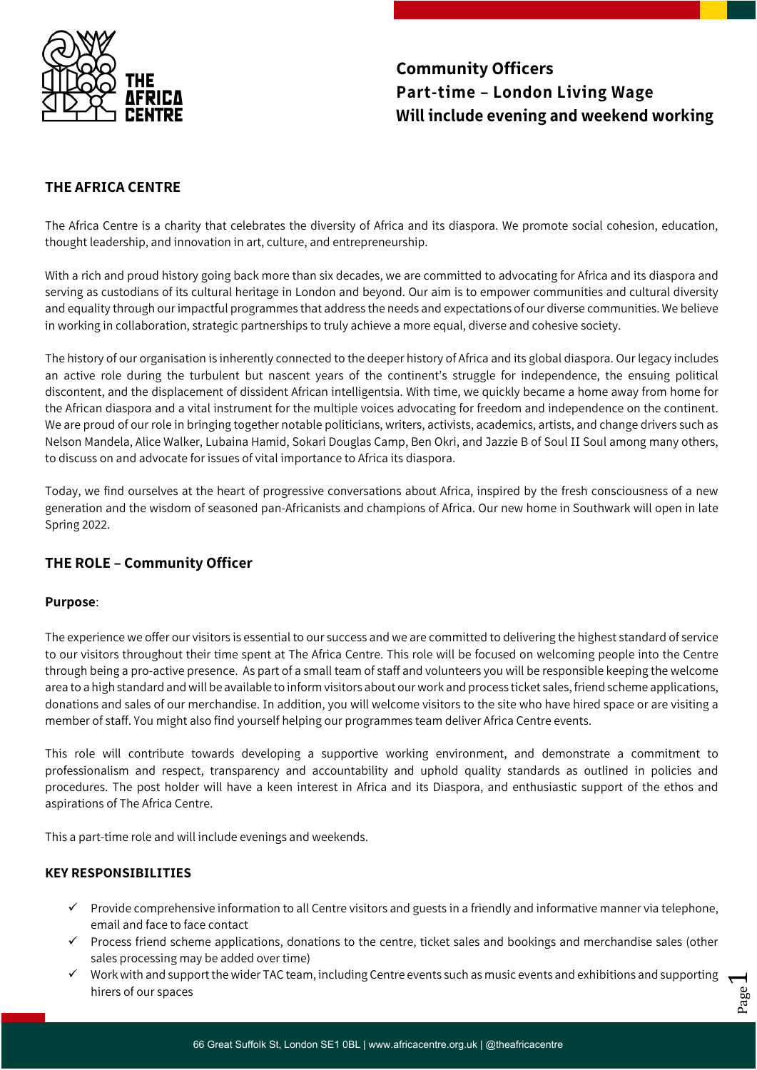**Community Officers**
**Part-time – London Living Wage**
**Will include evening and weekend working**

## THE AFRICA CENTRE

The Africa Centre is a charity that celebrates the diversity of Africa and its diaspora. We promote social cohesion, education, thought leadership, and innovation in art, culture, and entrepreneurship.

With a rich and proud history going back more than six decades, we are committed to advocating for Africa and its diaspora and serving as custodians of its cultural heritage in London and beyond. Our aim is to empower communities and cultural diversity and equality through our impactful programmes that address the needs and expectations of our diverse communities. We believe in working in collaboration, strategic partnerships to truly achieve a more equal, diverse and cohesive society.

The history of our organisation is inherently connected to the deeper history of Africa and its global diaspora. Our legacy includes an active role during the turbulent but nascent years of the continent's struggle for independence, the ensuing political discontent, and the displacement of dissident African intelligentsia. With time, we quickly became a home away from home for the African diaspora and a vital instrument for the multiple voices advocating for freedom and independence on the continent. We are proud of our role in bringing together notable politicians, writers, activists, academics, artists, and change drivers such as Nelson Mandela, Alice Walker, Lubaina Hamid, Sokari Douglas Camp, Ben Okri, and Jazzie B of Soul II Soul among many others, to discuss on and advocate for issues of vital importance to Africa its diaspora.

Today, we find ourselves at the heart of progressive conversations about Africa, inspired by the fresh consciousness of a new generation and the wisdom of seasoned pan-Africanists and champions of Africa. Our new home in Southwark will open in late Spring 2022.

## THE ROLE – Community Officer

**Purpose**:

The experience we offer our visitors is essential to our success and we are committed to delivering the highest standard of service to our visitors throughout their time spent at The Africa Centre. This role will be focused on welcoming people into the Centre through being a pro-active presence. As part of a small team of staff and volunteers you will be responsible keeping the welcome area to a high standard and will be available to inform visitors about our work and process ticket sales, friend scheme applications, donations and sales of our merchandise. In addition, you will welcome visitors to the site who have hired space or are visiting a member of staff. You might also find yourself helping our programmes team deliver Africa Centre events.

This role will contribute towards developing a supportive working environment, and demonstrate a commitment to professionalism and respect, transparency and accountability and uphold quality standards as outlined in policies and procedures. The post holder will have a keen interest in Africa and its Diaspora, and enthusiastic support of the ethos and aspirations of The Africa Centre.

This a part-time role and will include evenings and weekends.

### KEY RESPONSIBILITIES

- ✓ Provide comprehensive information to all Centre visitors and guests in a friendly and informative manner via telephone, email and face to face contact
- ✓ Process friend scheme applications, donations to the centre, ticket sales and bookings and merchandise sales (other sales processing may be added over time)
- ✓ Work with and support the wider TAC team, including Centre events such as music events and exhibitions and supporting hirers of our spaces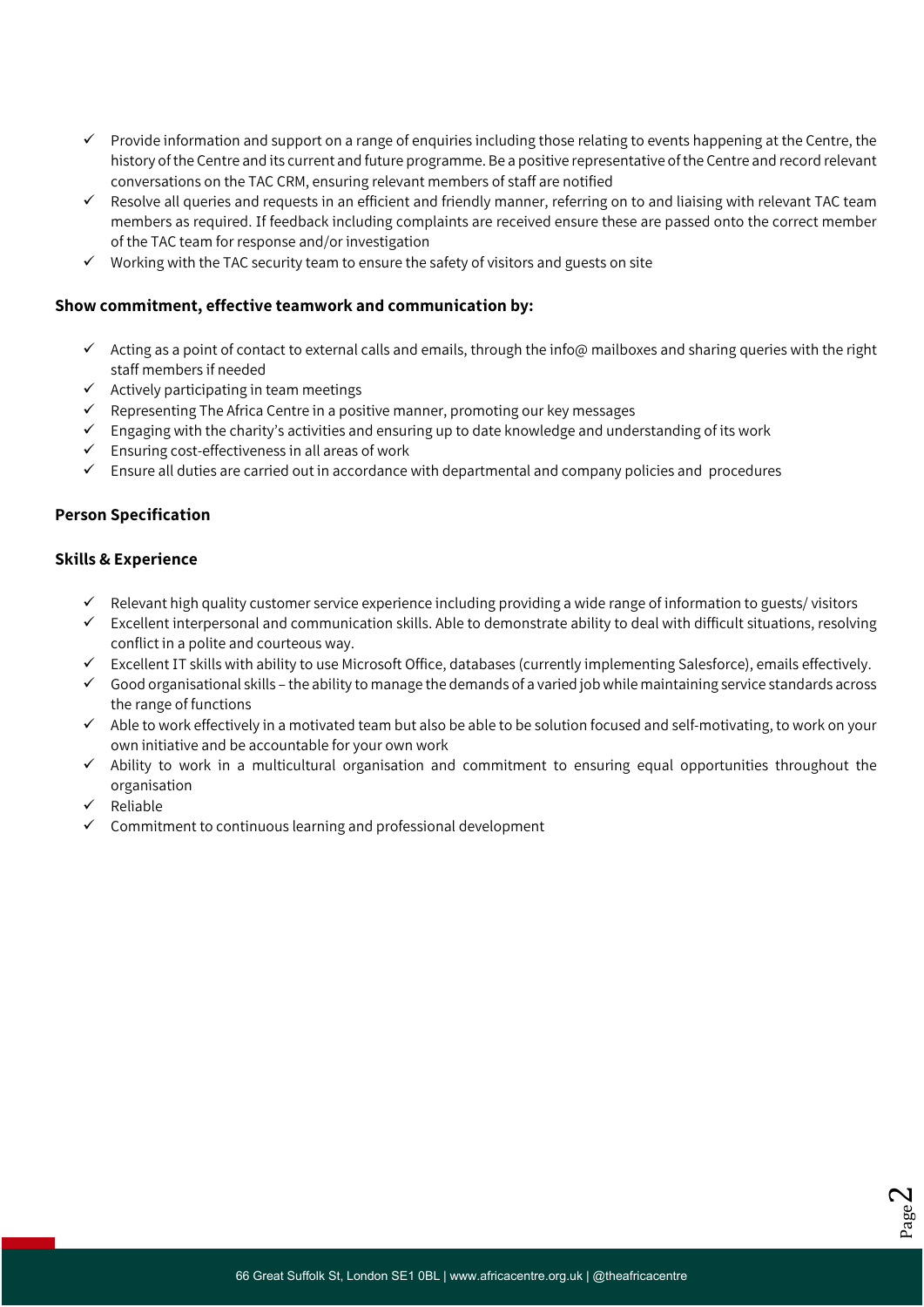- ✓ Provide information and support on a range of enquiries including those relating to events happening at the Centre, the history of the Centre and its current and future programme. Be a positive representative of the Centre and record relevant conversations on the TAC CRM, ensuring relevant members of staff are notified
- ✓ Resolve all queries and requests in an efficient and friendly manner, referring on to and liaising with relevant TAC team members as required. If feedback including complaints are received ensure these are passed onto the correct member of the TAC team for response and/or investigation
- ✓ Working with the TAC security team to ensure the safety of visitors and guests on site

**Show commitment, effective teamwork and communication by:**

- ✓ Acting as a point of contact to external calls and emails, through the info@ mailboxes and sharing queries with the right staff members if needed
- ✓ Actively participating in team meetings
- ✓ Representing The Africa Centre in a positive manner, promoting our key messages
- ✓ Engaging with the charity's activities and ensuring up to date knowledge and understanding of its work
- ✓ Ensuring cost-effectiveness in all areas of work
- ✓ Ensure all duties are carried out in accordance with departmental and company policies and procedures

## Person Specification

### Skills & Experience

- ✓ Relevant high quality customer service experience including providing a wide range of information to guests/ visitors
- ✓ Excellent interpersonal and communication skills. Able to demonstrate ability to deal with difficult situations, resolving conflict in a polite and courteous way.
- ✓ Excellent IT skills with ability to use Microsoft Office, databases (currently implementing Salesforce), emails effectively.
- ✓ Good organisational skills – the ability to manage the demands of a varied job while maintaining service standards across the range of functions
- ✓ Able to work effectively in a motivated team but also be able to be solution focused and self-motivating, to work on your own initiative and be accountable for your own work
- ✓ Ability to work in a multicultural organisation and commitment to ensuring equal opportunities throughout the organisation
- ✓ Reliable
- ✓ Commitment to continuous learning and professional development